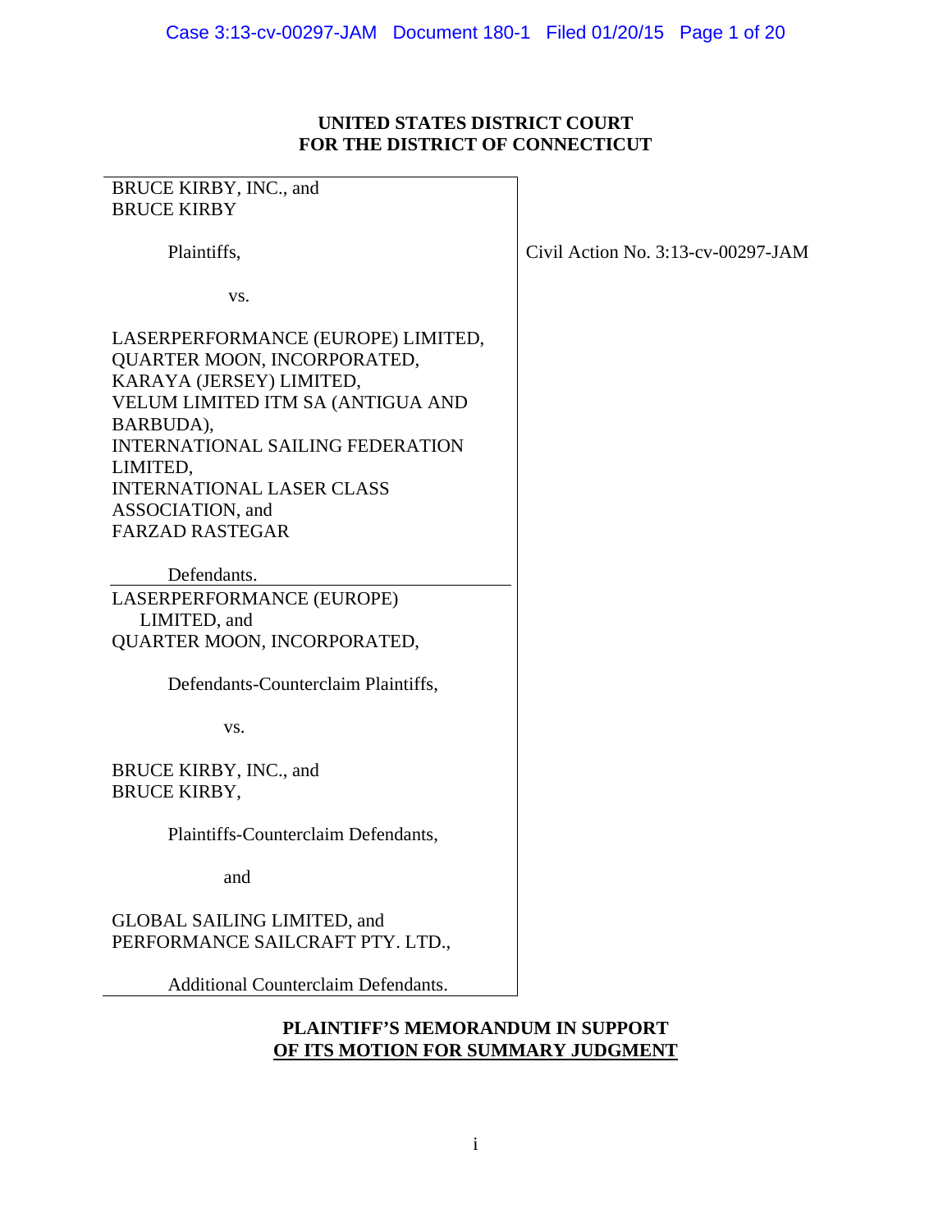**UNITED STATES DISTRICT COURT**
**FOR THE DISTRICT OF CONNECTICUT**

| | |
|---|---|
| BRUCE KIRBY, INC., and<br>BRUCE KIRBY<br><br>Plaintiffs,<br><br>vs.<br><br>LASERPERFORMANCE (EUROPE) LIMITED,<br>QUARTER MOON, INCORPORATED,<br>KARAYA (JERSEY) LIMITED,<br>VELUM LIMITED ITM SA (ANTIGUA AND BARBUDA),<br>INTERNATIONAL SAILING FEDERATION LIMITED,<br>INTERNATIONAL LASER CLASS ASSOCIATION, and<br>FARZAD RASTEGAR<br><br>Defendants. | Civil Action No. 3:13-cv-00297-JAM |
| LASERPERFORMANCE (EUROPE) LIMITED, and<br>QUARTER MOON, INCORPORATED,<br><br>Defendants-Counterclaim Plaintiffs,<br><br>vs.<br><br>BRUCE KIRBY, INC., and<br>BRUCE KIRBY,<br><br>Plaintiffs-Counterclaim Defendants,<br><br>and<br><br>GLOBAL SAILING LIMITED, and<br>PERFORMANCE SAILCRAFT PTY. LTD.,<br><br>Additional Counterclaim Defendants. | |

**PLAINTIFF'S MEMORANDUM IN SUPPORT**
**OF ITS MOTION FOR SUMMARY JUDGMENT**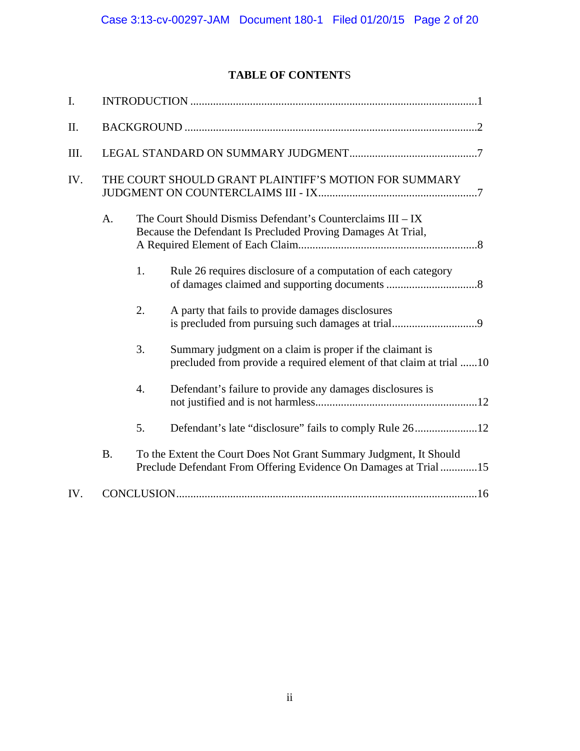# TABLE OF CONTENTS

I. INTRODUCTION ....................................................................................................1

II. BACKGROUND ......................................................................................................2

III. LEGAL STANDARD ON SUMMARY JUDGMENT.............................................7

IV. THE COURT SHOULD GRANT PLAINTIFF'S MOTION FOR SUMMARY JUDGMENT ON COUNTERCLAIMS III - IX........................................................7

A. The Court Should Dismiss Defendant's Counterclaims III – IX Because the Defendant Is Precluded Proving Damages At Trial, A Required Element of Each Claim...............................................................8

1. Rule 26 requires disclosure of a computation of each category of damages claimed and supporting documents ................................8

2. A party that fails to provide damages disclosures is precluded from pursuing such damages at trial..............................9

3. Summary judgment on a claim is proper if the claimant is precluded from provide a required element of that claim at trial ......10

4. Defendant's failure to provide any damages disclosures is not justified and is not harmless.........................................................12

5. Defendant's late "disclosure" fails to comply Rule 26......................12

B. To the Extent the Court Does Not Grant Summary Judgment, It Should Preclude Defendant From Offering Evidence On Damages at Trial .............15

IV. CONCLUSION.........................................................................................................16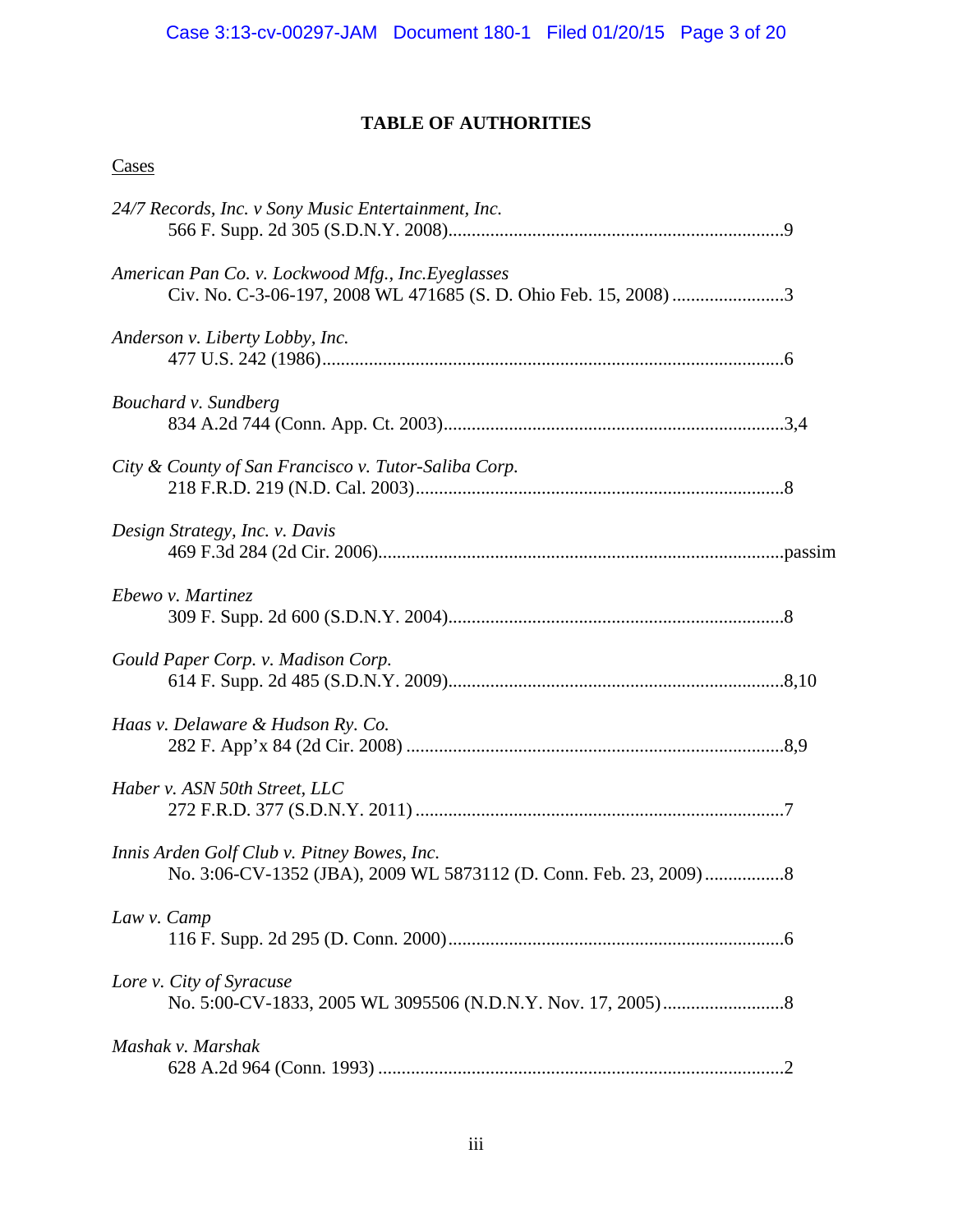# TABLE OF AUTHORITIES

Cases

*24/7 Records, Inc. v Sony Music Entertainment, Inc.*
566 F. Supp. 2d 305 (S.D.N.Y. 2008)........................................................................9

*American Pan Co. v. Lockwood Mfg., Inc.Eyeglasses*
Civ. No. C-3-06-197, 2008 WL 471685 (S. D. Ohio Feb. 15, 2008) ........................3

*Anderson v. Liberty Lobby, Inc.*
477 U.S. 242 (1986)...................................................................................................6

*Bouchard v. Sundberg*
834 A.2d 744 (Conn. App. Ct. 2003).........................................................................3,4

*City & County of San Francisco v. Tutor-Saliba Corp.*
218 F.R.D. 219 (N.D. Cal. 2003)...............................................................................8

*Design Strategy, Inc. v. Davis*
469 F.3d 284 (2d Cir. 2006).......................................................................................passim

*Ebewo v. Martinez*
309 F. Supp. 2d 600 (S.D.N.Y. 2004)........................................................................8

*Gould Paper Corp. v. Madison Corp.*
614 F. Supp. 2d 485 (S.D.N.Y. 2009)........................................................................8,10

*Haas v. Delaware & Hudson Ry. Co.*
282 F. App'x 84 (2d Cir. 2008) .................................................................................8,9

*Haber v. ASN 50th Street, LLC*
272 F.R.D. 377 (S.D.N.Y. 2011) ...............................................................................7

*Innis Arden Golf Club v. Pitney Bowes, Inc.*
No. 3:06-CV-1352 (JBA), 2009 WL 5873112 (D. Conn. Feb. 23, 2009) .................8

*Law v. Camp*
116 F. Supp. 2d 295 (D. Conn. 2000)........................................................................6

*Lore v. City of Syracuse*
No. 5:00-CV-1833, 2005 WL 3095506 (N.D.N.Y. Nov. 17, 2005)..........................8

*Mashak v. Marshak*
628 A.2d 964 (Conn. 1993) .......................................................................................2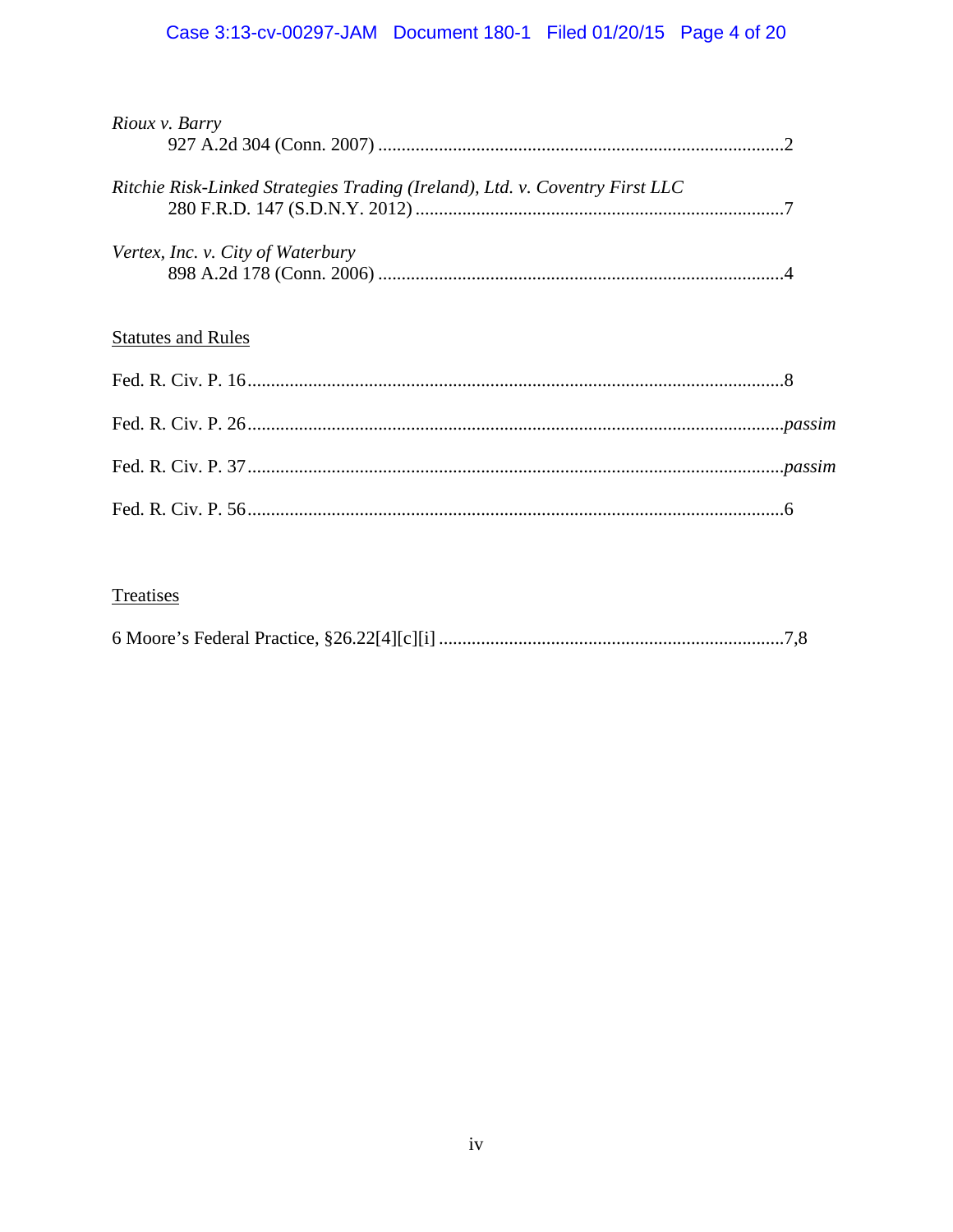*Rioux v. Barry*
927 A.2d 304 (Conn. 2007) .......................................................................................2

*Ritchie Risk-Linked Strategies Trading (Ireland), Ltd. v. Coventry First LLC*
280 F.R.D. 147 (S.D.N.Y. 2012) ...............................................................................7

*Vertex, Inc. v. City of Waterbury*
898 A.2d 178 (Conn. 2006) .......................................................................................4

<u>Statutes and Rules</u>

Fed. R. Civ. P. 16...................................................................................................................8

Fed. R. Civ. P. 26...................................................................................................................*passim*

Fed. R. Civ. P. 37...................................................................................................................*passim*

Fed. R. Civ. P. 56...................................................................................................................6

<u>Treatises</u>

6 Moore's Federal Practice, §26.22[4][c][i] ..........................................................................7,8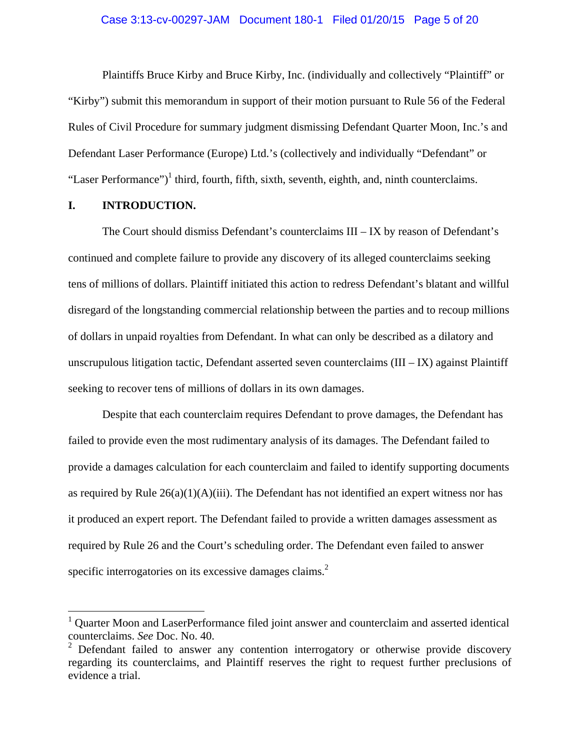Plaintiffs Bruce Kirby and Bruce Kirby, Inc. (individually and collectively "Plaintiff" or "Kirby") submit this memorandum in support of their motion pursuant to Rule 56 of the Federal Rules of Civil Procedure for summary judgment dismissing Defendant Quarter Moon, Inc.'s and Defendant Laser Performance (Europe) Ltd.'s (collectively and individually "Defendant" or "Laser Performance")[1] third, fourth, fifth, sixth, seventh, eighth, and, ninth counterclaims.

## I. INTRODUCTION.

The Court should dismiss Defendant's counterclaims III – IX by reason of Defendant's continued and complete failure to provide any discovery of its alleged counterclaims seeking tens of millions of dollars. Plaintiff initiated this action to redress Defendant's blatant and willful disregard of the longstanding commercial relationship between the parties and to recoup millions of dollars in unpaid royalties from Defendant. In what can only be described as a dilatory and unscrupulous litigation tactic, Defendant asserted seven counterclaims (III – IX) against Plaintiff seeking to recover tens of millions of dollars in its own damages.

Despite that each counterclaim requires Defendant to prove damages, the Defendant has failed to provide even the most rudimentary analysis of its damages. The Defendant failed to provide a damages calculation for each counterclaim and failed to identify supporting documents as required by Rule 26(a)(1)(A)(iii). The Defendant has not identified an expert witness nor has it produced an expert report. The Defendant failed to provide a written damages assessment as required by Rule 26 and the Court's scheduling order. The Defendant even failed to answer specific interrogatories on its excessive damages claims.[2]

---

[1] Quarter Moon and LaserPerformance filed joint answer and counterclaim and asserted identical counterclaims. *See* Doc. No. 40.

[2] Defendant failed to answer any contention interrogatory or otherwise provide discovery regarding its counterclaims, and Plaintiff reserves the right to request further preclusions of evidence a trial.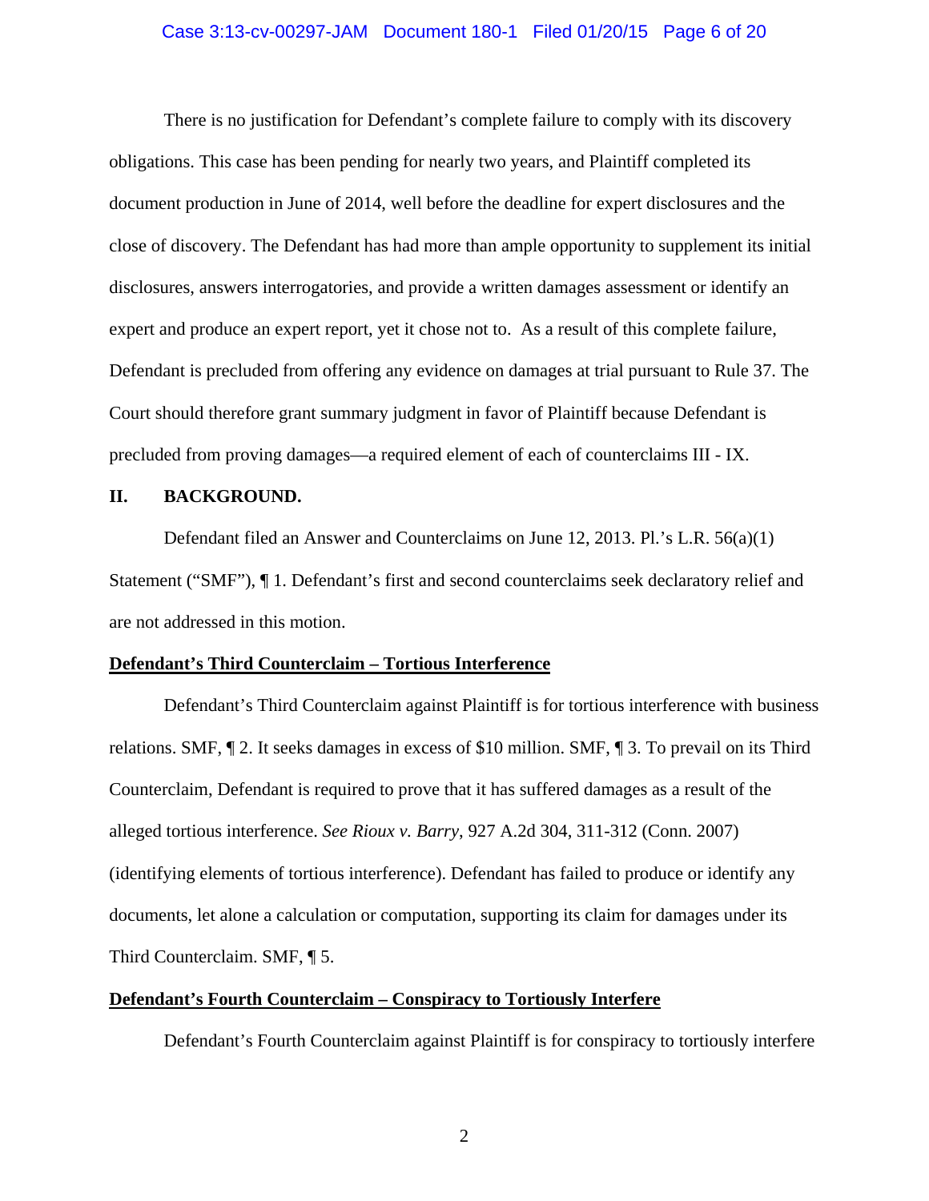There is no justification for Defendant's complete failure to comply with its discovery obligations. This case has been pending for nearly two years, and Plaintiff completed its document production in June of 2014, well before the deadline for expert disclosures and the close of discovery. The Defendant has had more than ample opportunity to supplement its initial disclosures, answers interrogatories, and provide a written damages assessment or identify an expert and produce an expert report, yet it chose not to. As a result of this complete failure, Defendant is precluded from offering any evidence on damages at trial pursuant to Rule 37. The Court should therefore grant summary judgment in favor of Plaintiff because Defendant is precluded from proving damages—a required element of each of counterclaims III - IX.

## II. BACKGROUND.

Defendant filed an Answer and Counterclaims on June 12, 2013. Pl.'s L.R. 56(a)(1) Statement ("SMF"), ¶ 1. Defendant's first and second counterclaims seek declaratory relief and are not addressed in this motion.

### Defendant's Third Counterclaim – Tortious Interference

Defendant's Third Counterclaim against Plaintiff is for tortious interference with business relations. SMF, ¶ 2. It seeks damages in excess of $10 million. SMF, ¶ 3. To prevail on its Third Counterclaim, Defendant is required to prove that it has suffered damages as a result of the alleged tortious interference. *See Rioux v. Barry*, 927 A.2d 304, 311-312 (Conn. 2007) (identifying elements of tortious interference). Defendant has failed to produce or identify any documents, let alone a calculation or computation, supporting its claim for damages under its Third Counterclaim. SMF, ¶ 5.

### Defendant's Fourth Counterclaim – Conspiracy to Tortiously Interfere

Defendant's Fourth Counterclaim against Plaintiff is for conspiracy to tortiously interfere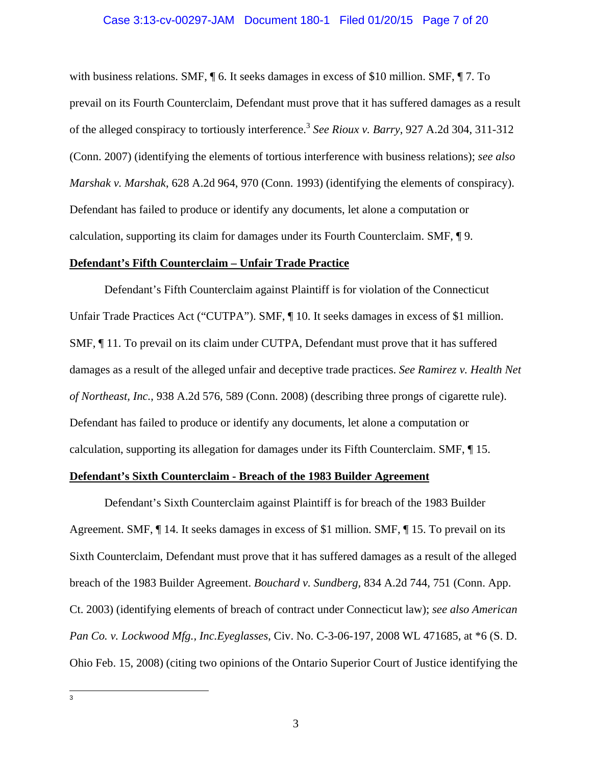with business relations. SMF, ¶ 6. It seeks damages in excess of $10 million. SMF, ¶ 7. To prevail on its Fourth Counterclaim, Defendant must prove that it has suffered damages as a result of the alleged conspiracy to tortiously interference.[3] *See Rioux v. Barry*, 927 A.2d 304, 311-312 (Conn. 2007) (identifying the elements of tortious interference with business relations); *see also Marshak v. Marshak*, 628 A.2d 964, 970 (Conn. 1993) (identifying the elements of conspiracy). Defendant has failed to produce or identify any documents, let alone a computation or calculation, supporting its claim for damages under its Fourth Counterclaim. SMF, ¶ 9.

**Defendant's Fifth Counterclaim – Unfair Trade Practice**

Defendant's Fifth Counterclaim against Plaintiff is for violation of the Connecticut Unfair Trade Practices Act ("CUTPA"). SMF, ¶ 10. It seeks damages in excess of $1 million. SMF, ¶ 11. To prevail on its claim under CUTPA, Defendant must prove that it has suffered damages as a result of the alleged unfair and deceptive trade practices. *See Ramirez v. Health Net of Northeast, Inc.*, 938 A.2d 576, 589 (Conn. 2008) (describing three prongs of cigarette rule). Defendant has failed to produce or identify any documents, let alone a computation or calculation, supporting its allegation for damages under its Fifth Counterclaim. SMF, ¶ 15.

**Defendant's Sixth Counterclaim - Breach of the 1983 Builder Agreement**

Defendant's Sixth Counterclaim against Plaintiff is for breach of the 1983 Builder Agreement. SMF, ¶ 14. It seeks damages in excess of $1 million. SMF, ¶ 15. To prevail on its Sixth Counterclaim, Defendant must prove that it has suffered damages as a result of the alleged breach of the 1983 Builder Agreement. *Bouchard v. Sundberg*, 834 A.2d 744, 751 (Conn. App. Ct. 2003) (identifying elements of breach of contract under Connecticut law); *see also American Pan Co. v. Lockwood Mfg., Inc.Eyeglasses*, Civ. No. C-3-06-197, 2008 WL 471685, at *6 (S. D. Ohio Feb. 15, 2008) (citing two opinions of the Ontario Superior Court of Justice identifying the

---

[3]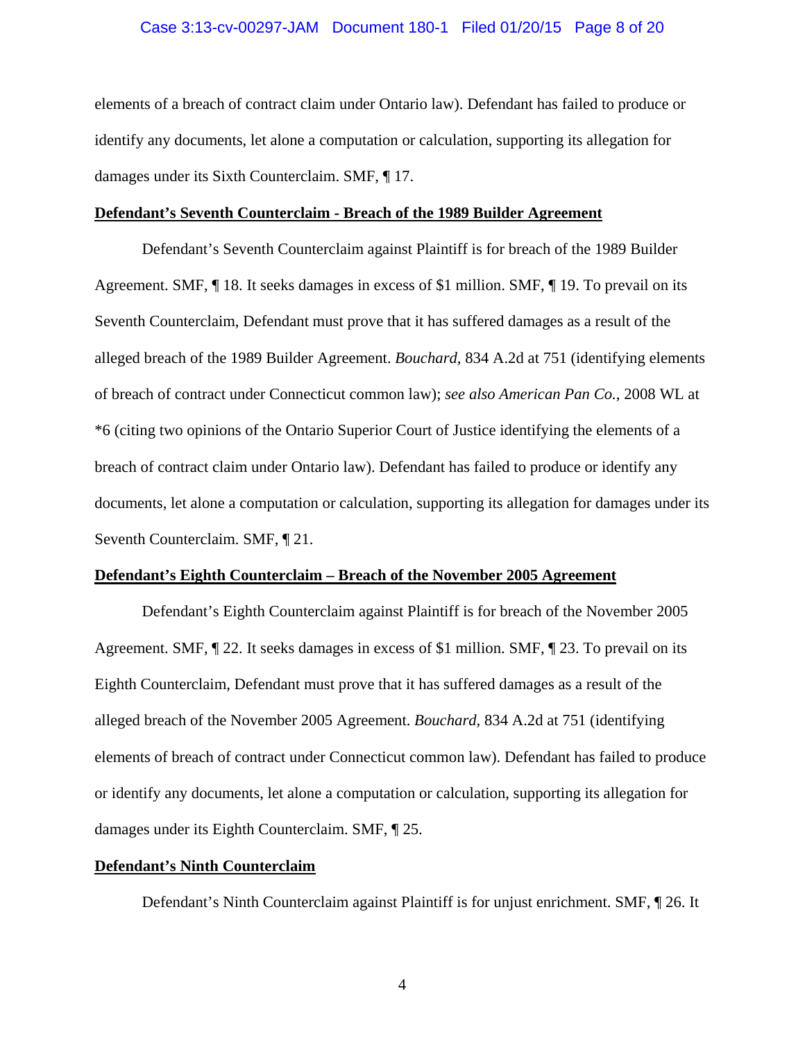elements of a breach of contract claim under Ontario law). Defendant has failed to produce or identify any documents, let alone a computation or calculation, supporting its allegation for damages under its Sixth Counterclaim. SMF, ¶ 17.

**<u>Defendant's Seventh Counterclaim - Breach of the 1989 Builder Agreement</u>**

Defendant's Seventh Counterclaim against Plaintiff is for breach of the 1989 Builder Agreement. SMF, ¶ 18. It seeks damages in excess of $1 million. SMF, ¶ 19. To prevail on its Seventh Counterclaim, Defendant must prove that it has suffered damages as a result of the alleged breach of the 1989 Builder Agreement. *Bouchard,* 834 A.2d at 751 (identifying elements of breach of contract under Connecticut common law); *see also American Pan Co.*, 2008 WL at *6 (citing two opinions of the Ontario Superior Court of Justice identifying the elements of a breach of contract claim under Ontario law). Defendant has failed to produce or identify any documents, let alone a computation or calculation, supporting its allegation for damages under its Seventh Counterclaim. SMF, ¶ 21.

**<u>Defendant's Eighth Counterclaim – Breach of the November 2005 Agreement</u>**

Defendant's Eighth Counterclaim against Plaintiff is for breach of the November 2005 Agreement. SMF, ¶ 22. It seeks damages in excess of $1 million. SMF, ¶ 23. To prevail on its Eighth Counterclaim, Defendant must prove that it has suffered damages as a result of the alleged breach of the November 2005 Agreement. *Bouchard,* 834 A.2d at 751 (identifying elements of breach of contract under Connecticut common law). Defendant has failed to produce or identify any documents, let alone a computation or calculation, supporting its allegation for damages under its Eighth Counterclaim. SMF, ¶ 25.

**<u>Defendant's Ninth Counterclaim</u>**

Defendant's Ninth Counterclaim against Plaintiff is for unjust enrichment. SMF, ¶ 26. It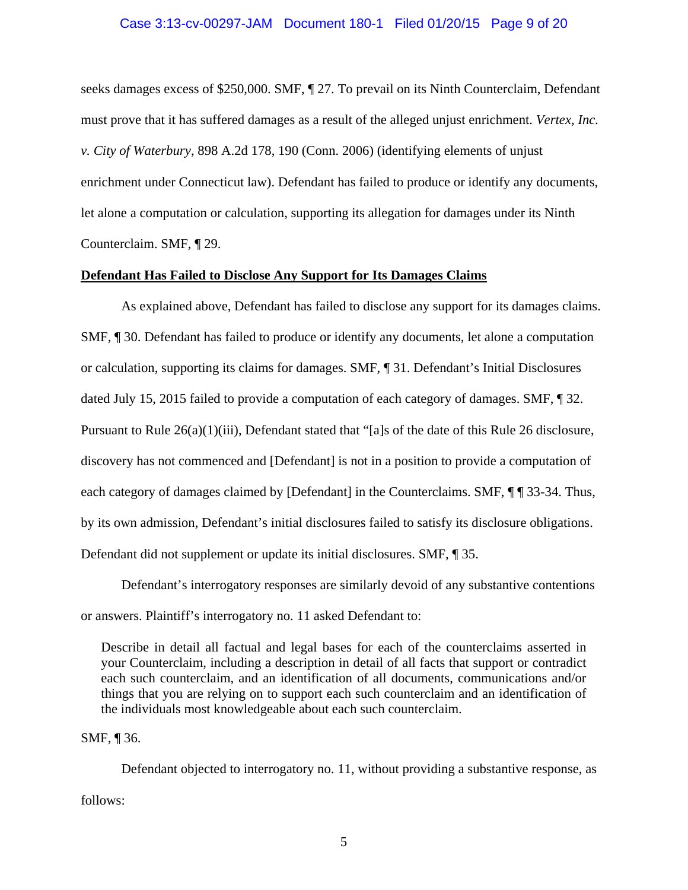seeks damages excess of $250,000. SMF, ¶ 27. To prevail on its Ninth Counterclaim, Defendant must prove that it has suffered damages as a result of the alleged unjust enrichment. *Vertex, Inc. v. City of Waterbury*, 898 A.2d 178, 190 (Conn. 2006) (identifying elements of unjust enrichment under Connecticut law). Defendant has failed to produce or identify any documents, let alone a computation or calculation, supporting its allegation for damages under its Ninth Counterclaim. SMF, ¶ 29.

**Defendant Has Failed to Disclose Any Support for Its Damages Claims**

As explained above, Defendant has failed to disclose any support for its damages claims. SMF, ¶ 30. Defendant has failed to produce or identify any documents, let alone a computation or calculation, supporting its claims for damages. SMF, ¶ 31. Defendant's Initial Disclosures dated July 15, 2015 failed to provide a computation of each category of damages. SMF, ¶ 32. Pursuant to Rule 26(a)(1)(iii), Defendant stated that "[a]s of the date of this Rule 26 disclosure, discovery has not commenced and [Defendant] is not in a position to provide a computation of each category of damages claimed by [Defendant] in the Counterclaims. SMF, ¶ ¶ 33-34. Thus, by its own admission, Defendant's initial disclosures failed to satisfy its disclosure obligations. Defendant did not supplement or update its initial disclosures. SMF, ¶ 35.

Defendant's interrogatory responses are similarly devoid of any substantive contentions or answers. Plaintiff's interrogatory no. 11 asked Defendant to:

> Describe in detail all factual and legal bases for each of the counterclaims asserted in your Counterclaim, including a description in detail of all facts that support or contradict each such counterclaim, and an identification of all documents, communications and/or things that you are relying on to support each such counterclaim and an identification of the individuals most knowledgeable about each such counterclaim.

SMF, ¶ 36.

Defendant objected to interrogatory no. 11, without providing a substantive response, as follows: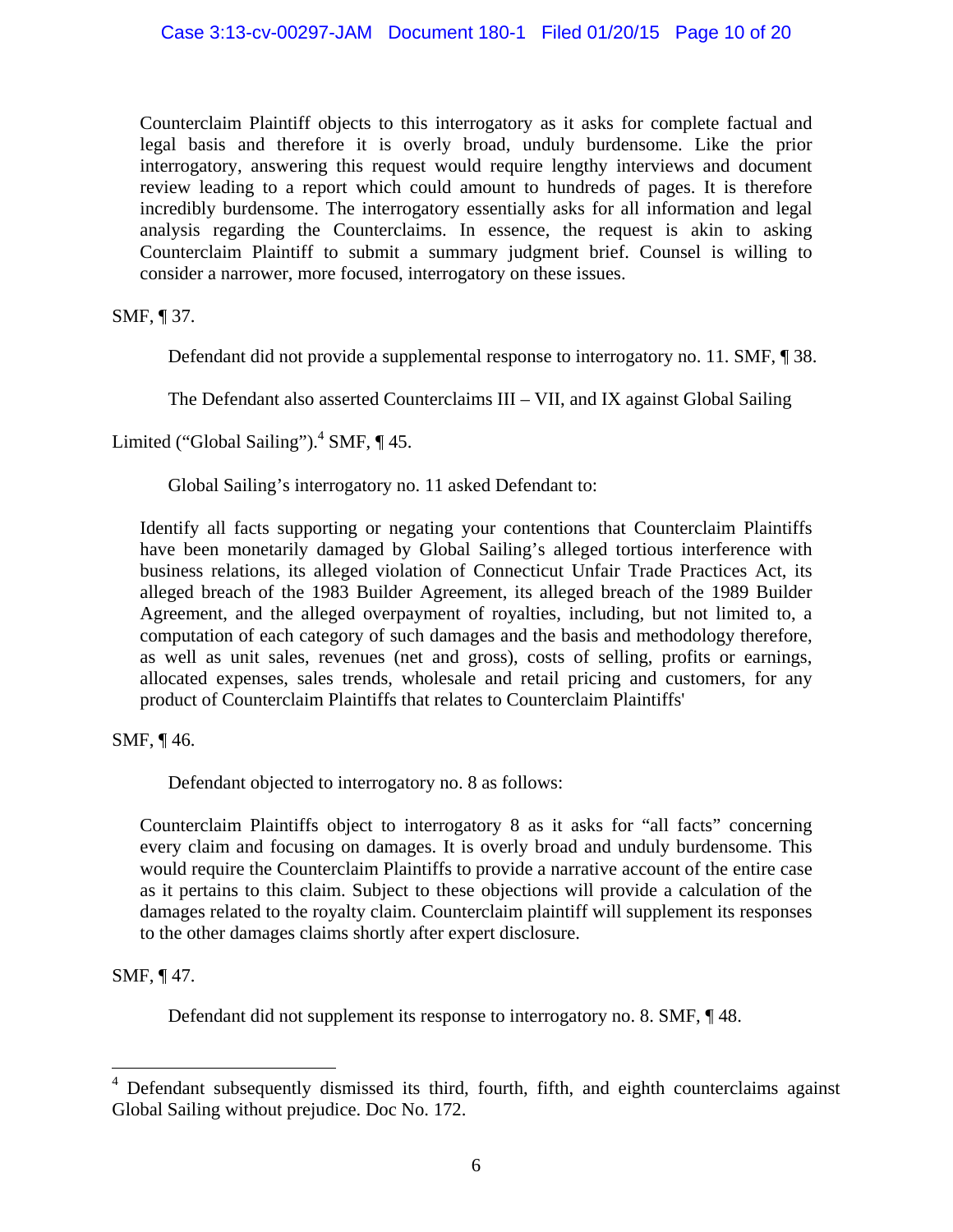> Counterclaim Plaintiff objects to this interrogatory as it asks for complete factual and legal basis and therefore it is overly broad, unduly burdensome. Like the prior interrogatory, answering this request would require lengthy interviews and document review leading to a report which could amount to hundreds of pages. It is therefore incredibly burdensome. The interrogatory essentially asks for all information and legal analysis regarding the Counterclaims. In essence, the request is akin to asking Counterclaim Plaintiff to submit a summary judgment brief. Counsel is willing to consider a narrower, more focused, interrogatory on these issues.

SMF, ¶ 37.

Defendant did not provide a supplemental response to interrogatory no. 11. SMF, ¶ 38.

The Defendant also asserted Counterclaims III – VII, and IX against Global Sailing Limited ("Global Sailing").[4] SMF, ¶ 45.

Global Sailing's interrogatory no. 11 asked Defendant to:

> Identify all facts supporting or negating your contentions that Counterclaim Plaintiffs have been monetarily damaged by Global Sailing's alleged tortious interference with business relations, its alleged violation of Connecticut Unfair Trade Practices Act, its alleged breach of the 1983 Builder Agreement, its alleged breach of the 1989 Builder Agreement, and the alleged overpayment of royalties, including, but not limited to, a computation of each category of such damages and the basis and methodology therefore, as well as unit sales, revenues (net and gross), costs of selling, profits or earnings, allocated expenses, sales trends, wholesale and retail pricing and customers, for any product of Counterclaim Plaintiffs that relates to Counterclaim Plaintiffs'

SMF, ¶ 46.

Defendant objected to interrogatory no. 8 as follows:

> Counterclaim Plaintiffs object to interrogatory 8 as it asks for "all facts" concerning every claim and focusing on damages. It is overly broad and unduly burdensome. This would require the Counterclaim Plaintiffs to provide a narrative account of the entire case as it pertains to this claim. Subject to these objections will provide a calculation of the damages related to the royalty claim. Counterclaim plaintiff will supplement its responses to the other damages claims shortly after expert disclosure.

SMF, ¶ 47.

Defendant did not supplement its response to interrogatory no. 8. SMF, ¶ 48.

---

[4] Defendant subsequently dismissed its third, fourth, fifth, and eighth counterclaims against Global Sailing without prejudice. Doc No. 172.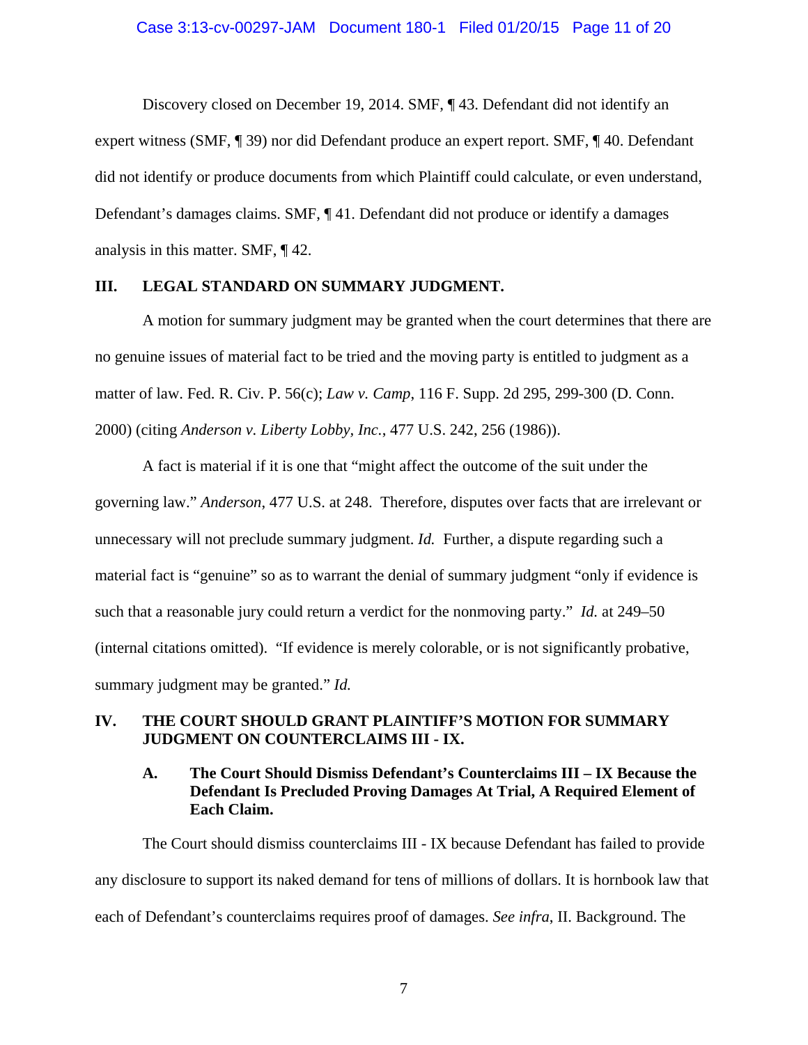Discovery closed on December 19, 2014. SMF, ¶ 43. Defendant did not identify an expert witness (SMF, ¶ 39) nor did Defendant produce an expert report. SMF, ¶ 40. Defendant did not identify or produce documents from which Plaintiff could calculate, or even understand, Defendant's damages claims. SMF, ¶ 41. Defendant did not produce or identify a damages analysis in this matter. SMF, ¶ 42.

## III. LEGAL STANDARD ON SUMMARY JUDGMENT.

A motion for summary judgment may be granted when the court determines that there are no genuine issues of material fact to be tried and the moving party is entitled to judgment as a matter of law. Fed. R. Civ. P. 56(c); *Law v. Camp*, 116 F. Supp. 2d 295, 299-300 (D. Conn. 2000) (citing *Anderson v. Liberty Lobby, Inc.*, 477 U.S. 242, 256 (1986)).

A fact is material if it is one that "might affect the outcome of the suit under the governing law." *Anderson*, 477 U.S. at 248. Therefore, disputes over facts that are irrelevant or unnecessary will not preclude summary judgment. *Id.* Further, a dispute regarding such a material fact is "genuine" so as to warrant the denial of summary judgment "only if evidence is such that a reasonable jury could return a verdict for the nonmoving party." *Id.* at 249–50 (internal citations omitted). "If evidence is merely colorable, or is not significantly probative, summary judgment may be granted." *Id.*

## IV. THE COURT SHOULD GRANT PLAINTIFF'S MOTION FOR SUMMARY JUDGMENT ON COUNTERCLAIMS III - IX.

### A. The Court Should Dismiss Defendant's Counterclaims III – IX Because the Defendant Is Precluded Proving Damages At Trial, A Required Element of Each Claim.

The Court should dismiss counterclaims III - IX because Defendant has failed to provide any disclosure to support its naked demand for tens of millions of dollars. It is hornbook law that each of Defendant's counterclaims requires proof of damages. *See infra*, II. Background. The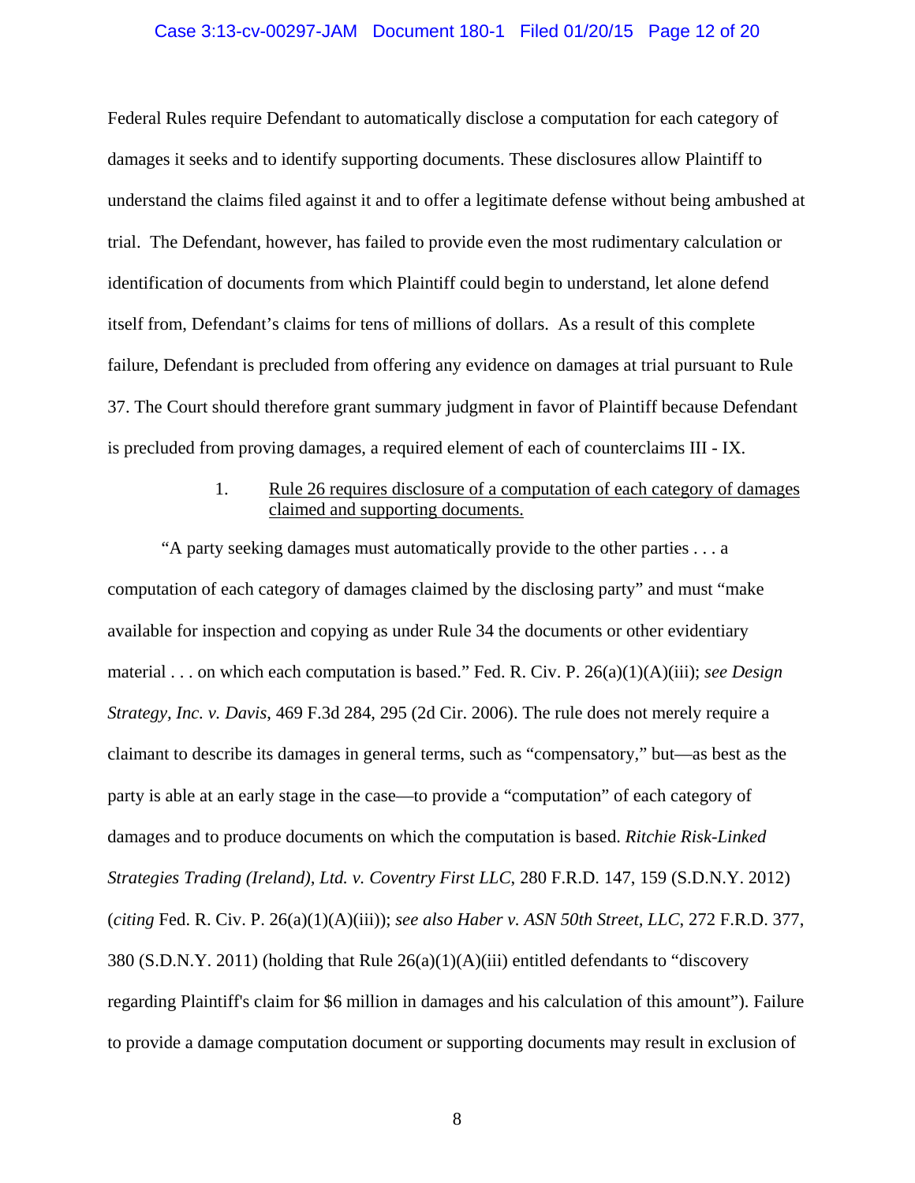Federal Rules require Defendant to automatically disclose a computation for each category of damages it seeks and to identify supporting documents. These disclosures allow Plaintiff to understand the claims filed against it and to offer a legitimate defense without being ambushed at trial. The Defendant, however, has failed to provide even the most rudimentary calculation or identification of documents from which Plaintiff could begin to understand, let alone defend itself from, Defendant's claims for tens of millions of dollars. As a result of this complete failure, Defendant is precluded from offering any evidence on damages at trial pursuant to Rule 37. The Court should therefore grant summary judgment in favor of Plaintiff because Defendant is precluded from proving damages, a required element of each of counterclaims III - IX.

1. <u>Rule 26 requires disclosure of a computation of each category of damages claimed and supporting documents.</u>

"A party seeking damages must automatically provide to the other parties . . . a computation of each category of damages claimed by the disclosing party" and must "make available for inspection and copying as under Rule 34 the documents or other evidentiary material . . . on which each computation is based." Fed. R. Civ. P. 26(a)(1)(A)(iii); *see Design Strategy, Inc. v. Davis*, 469 F.3d 284, 295 (2d Cir. 2006). The rule does not merely require a claimant to describe its damages in general terms, such as "compensatory," but—as best as the party is able at an early stage in the case—to provide a "computation" of each category of damages and to produce documents on which the computation is based. *Ritchie Risk-Linked Strategies Trading (Ireland), Ltd. v. Coventry First LLC*, 280 F.R.D. 147, 159 (S.D.N.Y. 2012) (*citing* Fed. R. Civ. P. 26(a)(1)(A)(iii)); *see also Haber v. ASN 50th Street, LLC*, 272 F.R.D. 377, 380 (S.D.N.Y. 2011) (holding that Rule 26(a)(1)(A)(iii) entitled defendants to "discovery regarding Plaintiff's claim for $6 million in damages and his calculation of this amount"). Failure to provide a damage computation document or supporting documents may result in exclusion of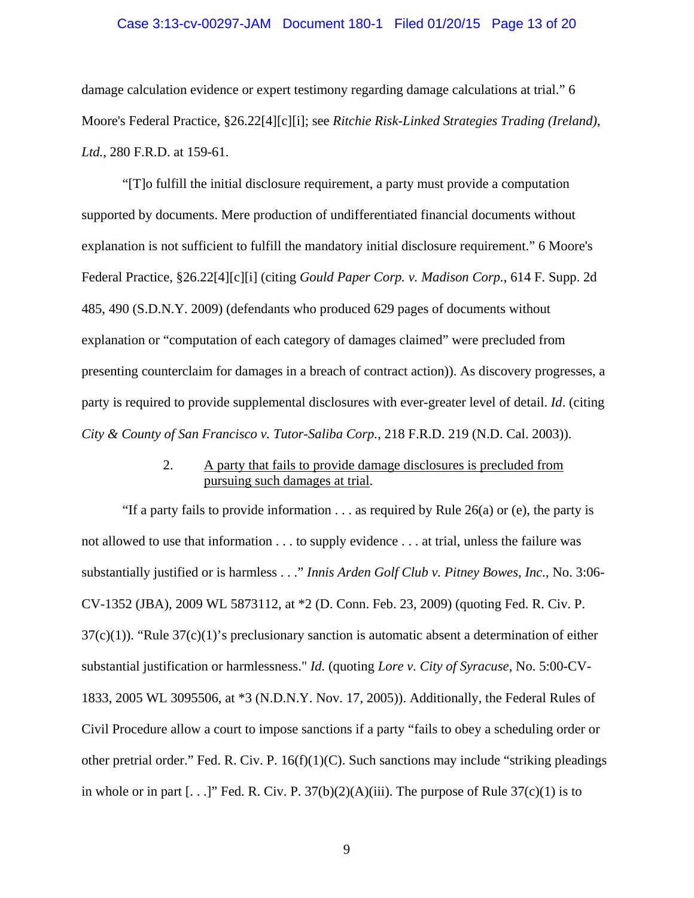damage calculation evidence or expert testimony regarding damage calculations at trial." 6 Moore's Federal Practice, §26.22[4][c][i]; see *Ritchie Risk-Linked Strategies Trading (Ireland), Ltd.*, 280 F.R.D. at 159-61.

"[T]o fulfill the initial disclosure requirement, a party must provide a computation supported by documents. Mere production of undifferentiated financial documents without explanation is not sufficient to fulfill the mandatory initial disclosure requirement." 6 Moore's Federal Practice, §26.22[4][c][i] (citing *Gould Paper Corp. v. Madison Corp.*, 614 F. Supp. 2d 485, 490 (S.D.N.Y. 2009) (defendants who produced 629 pages of documents without explanation or "computation of each category of damages claimed" were precluded from presenting counterclaim for damages in a breach of contract action)). As discovery progresses, a party is required to provide supplemental disclosures with ever-greater level of detail. *Id.* (citing *City & County of San Francisco v. Tutor-Saliba Corp.*, 218 F.R.D. 219 (N.D. Cal. 2003)).

2. <u>A party that fails to provide damage disclosures is precluded from pursuing such damages at trial</u>.

"If a party fails to provide information . . . as required by Rule 26(a) or (e), the party is not allowed to use that information . . . to supply evidence . . . at trial, unless the failure was substantially justified or is harmless . . ." *Innis Arden Golf Club v. Pitney Bowes, Inc.*, No. 3:06-CV-1352 (JBA), 2009 WL 5873112, at *2 (D. Conn. Feb. 23, 2009) (quoting Fed. R. Civ. P. 37(c)(1)). "Rule 37(c)(1)'s preclusionary sanction is automatic absent a determination of either substantial justification or harmlessness." *Id.* (quoting *Lore v. City of Syracuse*, No. 5:00-CV-1833, 2005 WL 3095506, at *3 (N.D.N.Y. Nov. 17, 2005)). Additionally, the Federal Rules of Civil Procedure allow a court to impose sanctions if a party "fails to obey a scheduling order or other pretrial order." Fed. R. Civ. P. 16(f)(1)(C). Such sanctions may include "striking pleadings in whole or in part [. . .]" Fed. R. Civ. P. 37(b)(2)(A)(iii). The purpose of Rule 37(c)(1) is to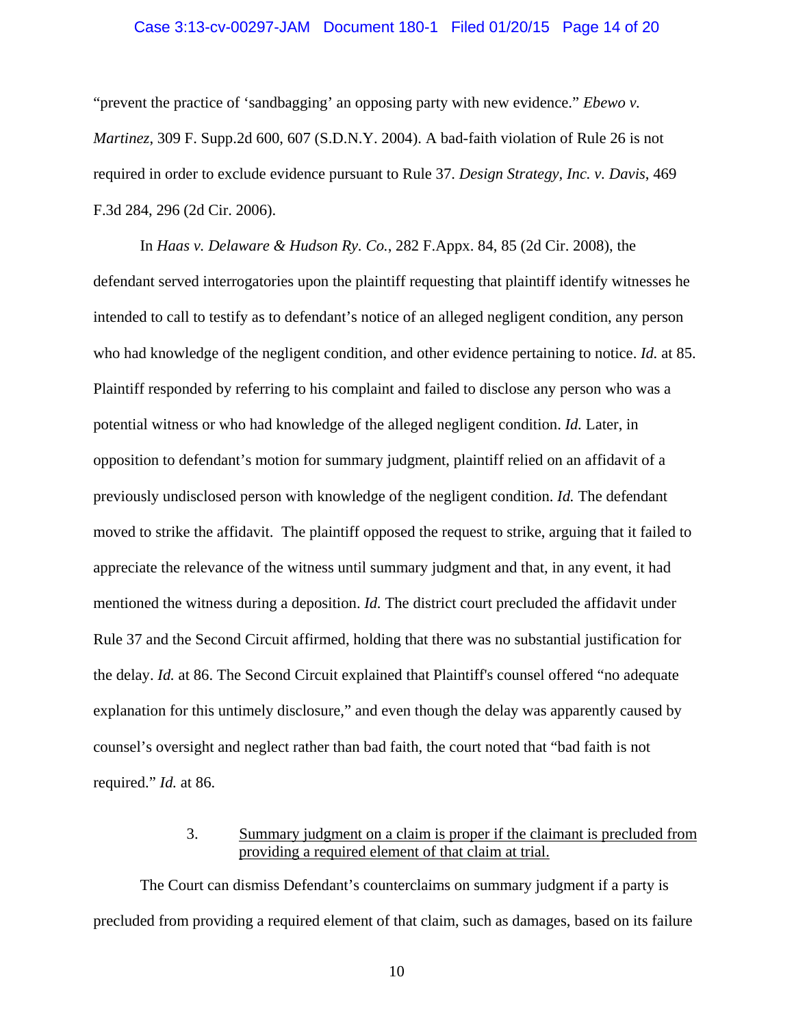"prevent the practice of 'sandbagging' an opposing party with new evidence." *Ebewo v. Martinez*, 309 F. Supp.2d 600, 607 (S.D.N.Y. 2004). A bad-faith violation of Rule 26 is not required in order to exclude evidence pursuant to Rule 37. *Design Strategy, Inc. v. Davis*, 469 F.3d 284, 296 (2d Cir. 2006).

In *Haas v. Delaware & Hudson Ry. Co.*, 282 F.Appx. 84, 85 (2d Cir. 2008), the defendant served interrogatories upon the plaintiff requesting that plaintiff identify witnesses he intended to call to testify as to defendant's notice of an alleged negligent condition, any person who had knowledge of the negligent condition, and other evidence pertaining to notice. *Id.* at 85. Plaintiff responded by referring to his complaint and failed to disclose any person who was a potential witness or who had knowledge of the alleged negligent condition. *Id.* Later, in opposition to defendant's motion for summary judgment, plaintiff relied on an affidavit of a previously undisclosed person with knowledge of the negligent condition. *Id.* The defendant moved to strike the affidavit. The plaintiff opposed the request to strike, arguing that it failed to appreciate the relevance of the witness until summary judgment and that, in any event, it had mentioned the witness during a deposition. *Id.* The district court precluded the affidavit under Rule 37 and the Second Circuit affirmed, holding that there was no substantial justification for the delay. *Id.* at 86. The Second Circuit explained that Plaintiff's counsel offered "no adequate explanation for this untimely disclosure," and even though the delay was apparently caused by counsel's oversight and neglect rather than bad faith, the court noted that "bad faith is not required." *Id.* at 86.

3. Summary judgment on a claim is proper if the claimant is precluded from providing a required element of that claim at trial.

The Court can dismiss Defendant's counterclaims on summary judgment if a party is precluded from providing a required element of that claim, such as damages, based on its failure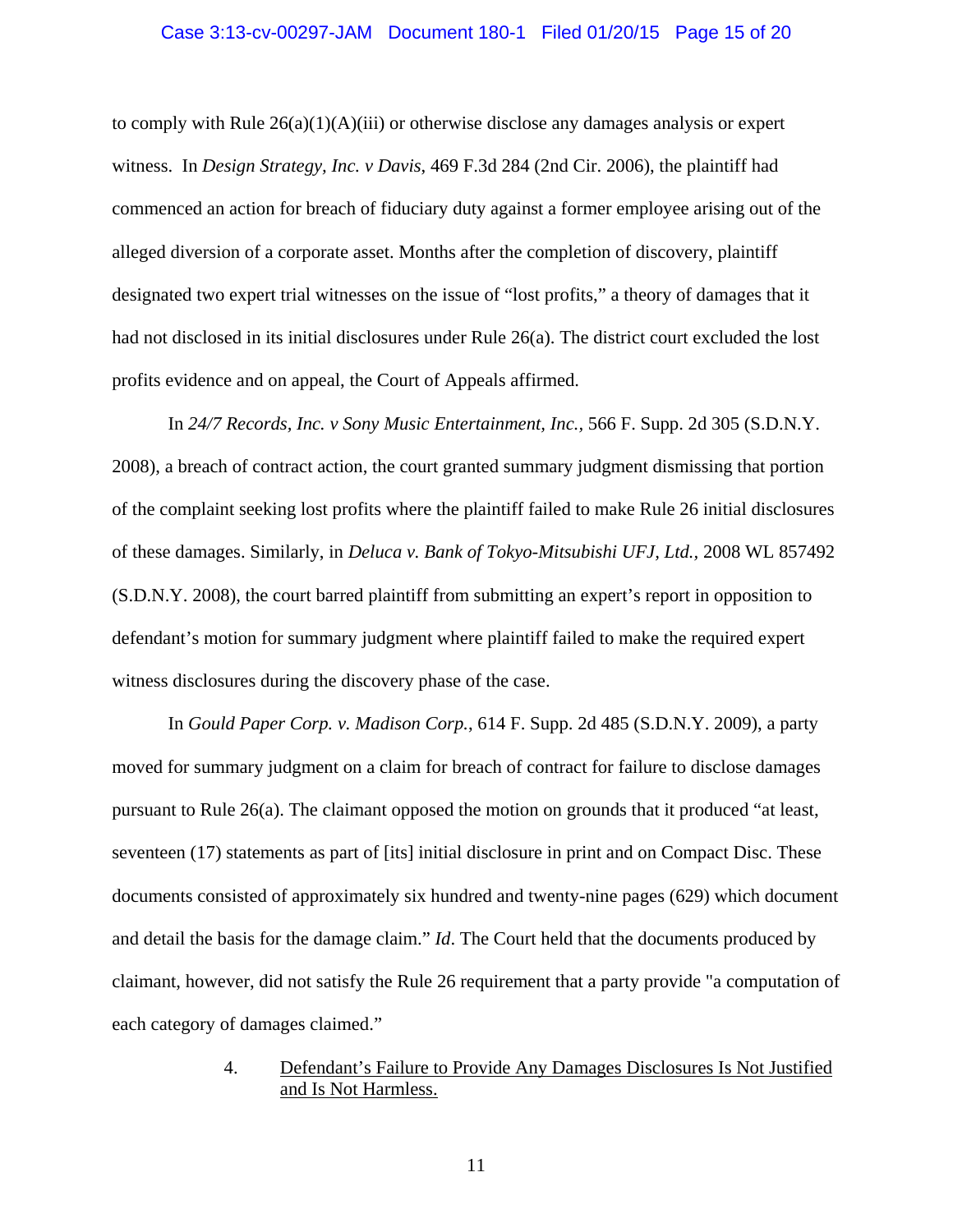to comply with Rule 26(a)(1)(A)(iii) or otherwise disclose any damages analysis or expert witness. In *Design Strategy, Inc. v Davis*, 469 F.3d 284 (2nd Cir. 2006), the plaintiff had commenced an action for breach of fiduciary duty against a former employee arising out of the alleged diversion of a corporate asset. Months after the completion of discovery, plaintiff designated two expert trial witnesses on the issue of "lost profits," a theory of damages that it had not disclosed in its initial disclosures under Rule 26(a). The district court excluded the lost profits evidence and on appeal, the Court of Appeals affirmed.

In *24/7 Records, Inc. v Sony Music Entertainment, Inc.*, 566 F. Supp. 2d 305 (S.D.N.Y. 2008), a breach of contract action, the court granted summary judgment dismissing that portion of the complaint seeking lost profits where the plaintiff failed to make Rule 26 initial disclosures of these damages. Similarly, in *Deluca v. Bank of Tokyo-Mitsubishi UFJ, Ltd.*, 2008 WL 857492 (S.D.N.Y. 2008), the court barred plaintiff from submitting an expert's report in opposition to defendant's motion for summary judgment where plaintiff failed to make the required expert witness disclosures during the discovery phase of the case.

In *Gould Paper Corp. v. Madison Corp.*, 614 F. Supp. 2d 485 (S.D.N.Y. 2009), a party moved for summary judgment on a claim for breach of contract for failure to disclose damages pursuant to Rule 26(a). The claimant opposed the motion on grounds that it produced "at least, seventeen (17) statements as part of [its] initial disclosure in print and on Compact Disc. These documents consisted of approximately six hundred and twenty-nine pages (629) which document and detail the basis for the damage claim." *Id*. The Court held that the documents produced by claimant, however, did not satisfy the Rule 26 requirement that a party provide "a computation of each category of damages claimed."

4. <u>Defendant's Failure to Provide Any Damages Disclosures Is Not Justified and Is Not Harmless.</u>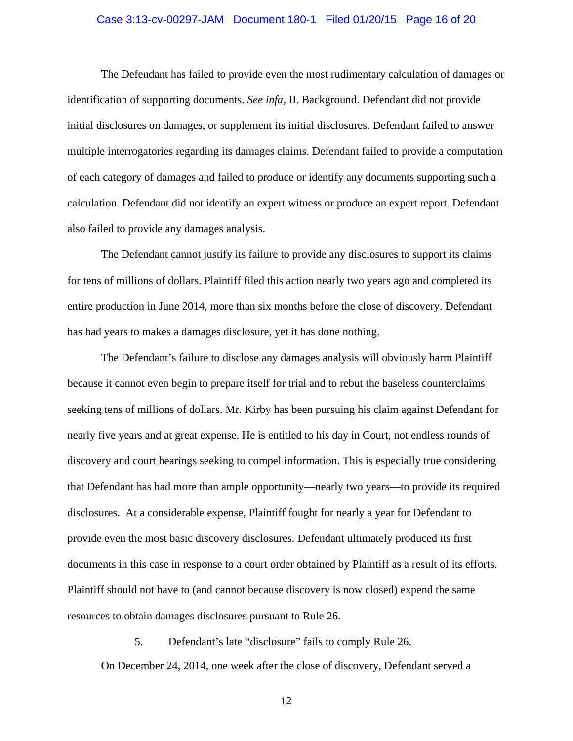The Defendant has failed to provide even the most rudimentary calculation of damages or identification of supporting documents. *See infa*, II. Background. Defendant did not provide initial disclosures on damages, or supplement its initial disclosures. Defendant failed to answer multiple interrogatories regarding its damages claims. Defendant failed to provide a computation of each category of damages and failed to produce or identify any documents supporting such a calculation. Defendant did not identify an expert witness or produce an expert report. Defendant also failed to provide any damages analysis.

The Defendant cannot justify its failure to provide any disclosures to support its claims for tens of millions of dollars. Plaintiff filed this action nearly two years ago and completed its entire production in June 2014, more than six months before the close of discovery. Defendant has had years to makes a damages disclosure, yet it has done nothing.

The Defendant's failure to disclose any damages analysis will obviously harm Plaintiff because it cannot even begin to prepare itself for trial and to rebut the baseless counterclaims seeking tens of millions of dollars. Mr. Kirby has been pursuing his claim against Defendant for nearly five years and at great expense. He is entitled to his day in Court, not endless rounds of discovery and court hearings seeking to compel information. This is especially true considering that Defendant has had more than ample opportunity—nearly two years—to provide its required disclosures. At a considerable expense, Plaintiff fought for nearly a year for Defendant to provide even the most basic discovery disclosures. Defendant ultimately produced its first documents in this case in response to a court order obtained by Plaintiff as a result of its efforts. Plaintiff should not have to (and cannot because discovery is now closed) expend the same resources to obtain damages disclosures pursuant to Rule 26.

5. <u>Defendant's late "disclosure" fails to comply Rule 26.</u>

On December 24, 2014, one week <u>after</u> the close of discovery, Defendant served a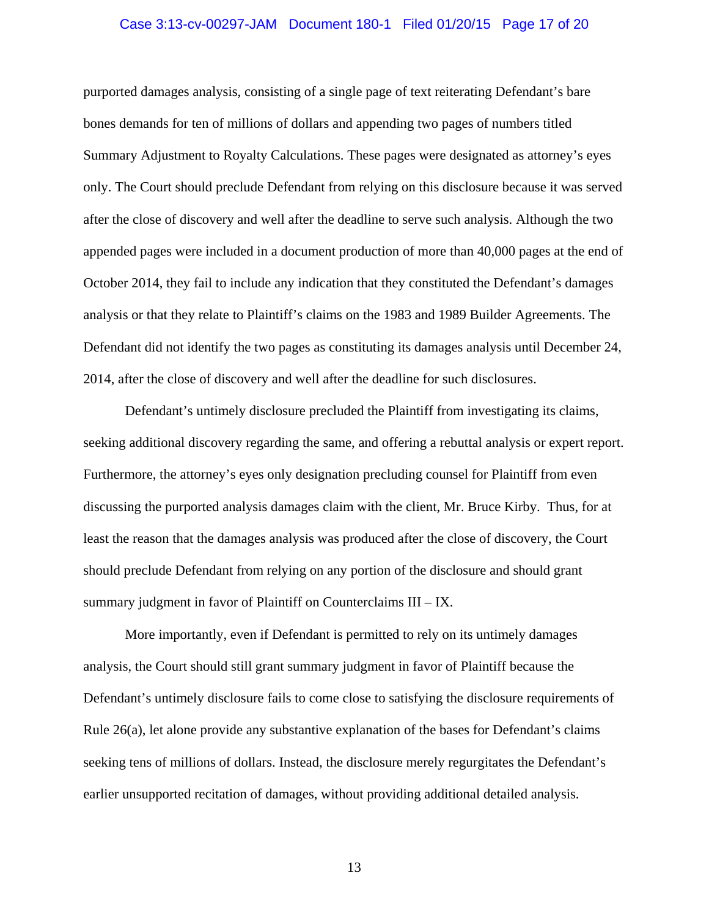purported damages analysis, consisting of a single page of text reiterating Defendant's bare bones demands for ten of millions of dollars and appending two pages of numbers titled Summary Adjustment to Royalty Calculations. These pages were designated as attorney's eyes only. The Court should preclude Defendant from relying on this disclosure because it was served after the close of discovery and well after the deadline to serve such analysis. Although the two appended pages were included in a document production of more than 40,000 pages at the end of October 2014, they fail to include any indication that they constituted the Defendant's damages analysis or that they relate to Plaintiff's claims on the 1983 and 1989 Builder Agreements. The Defendant did not identify the two pages as constituting its damages analysis until December 24, 2014, after the close of discovery and well after the deadline for such disclosures.

Defendant's untimely disclosure precluded the Plaintiff from investigating its claims, seeking additional discovery regarding the same, and offering a rebuttal analysis or expert report. Furthermore, the attorney's eyes only designation precluding counsel for Plaintiff from even discussing the purported analysis damages claim with the client, Mr. Bruce Kirby. Thus, for at least the reason that the damages analysis was produced after the close of discovery, the Court should preclude Defendant from relying on any portion of the disclosure and should grant summary judgment in favor of Plaintiff on Counterclaims III – IX.

More importantly, even if Defendant is permitted to rely on its untimely damages analysis, the Court should still grant summary judgment in favor of Plaintiff because the Defendant's untimely disclosure fails to come close to satisfying the disclosure requirements of Rule 26(a), let alone provide any substantive explanation of the bases for Defendant's claims seeking tens of millions of dollars. Instead, the disclosure merely regurgitates the Defendant's earlier unsupported recitation of damages, without providing additional detailed analysis.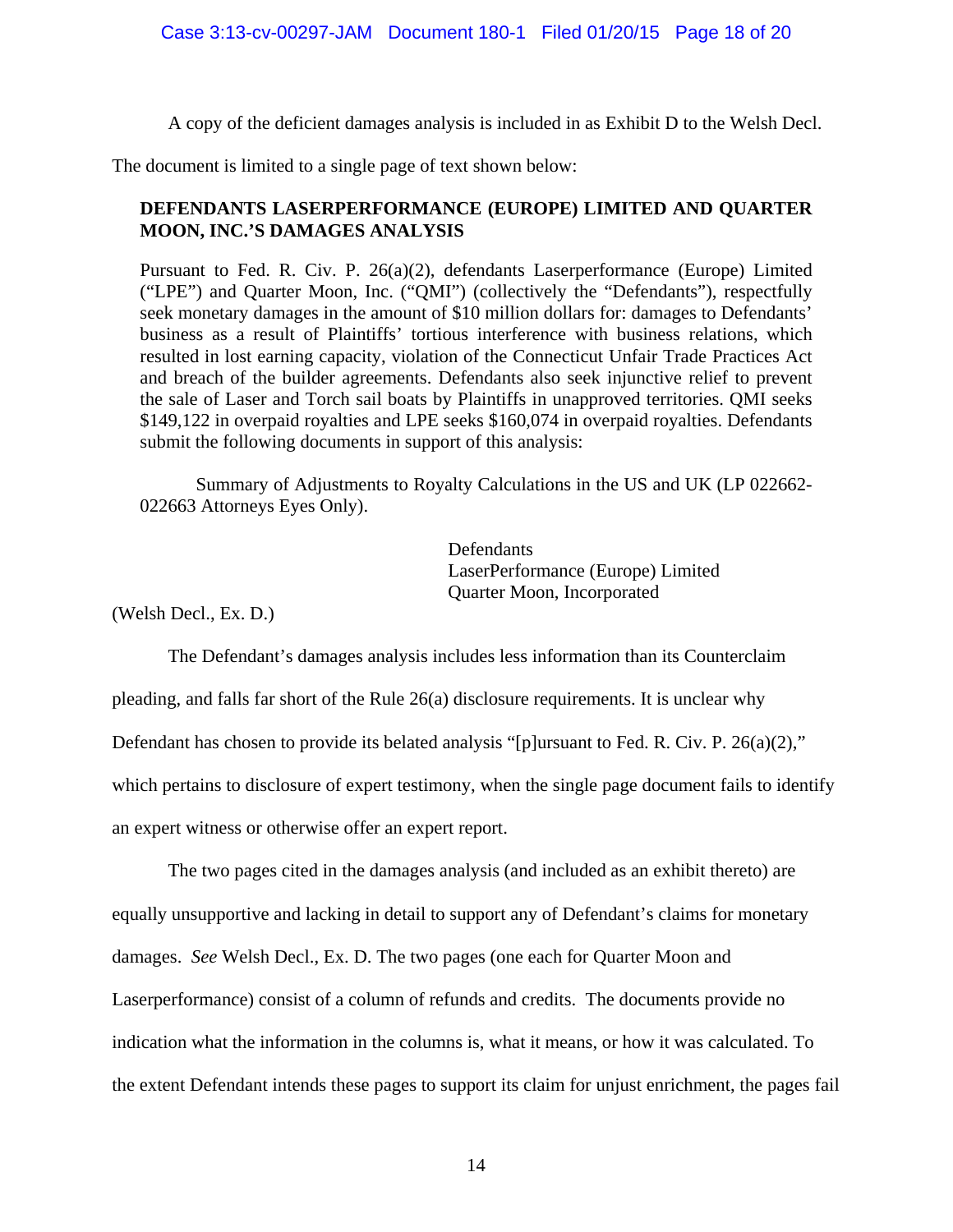A copy of the deficient damages analysis is included in as Exhibit D to the Welsh Decl.

The document is limited to a single page of text shown below:

> **DEFENDANTS LASERPERFORMANCE (EUROPE) LIMITED AND QUARTER MOON, INC.'S DAMAGES ANALYSIS**
>
> Pursuant to Fed. R. Civ. P. 26(a)(2), defendants Laserperformance (Europe) Limited ("LPE") and Quarter Moon, Inc. ("QMI") (collectively the "Defendants"), respectfully seek monetary damages in the amount of $10 million dollars for: damages to Defendants' business as a result of Plaintiffs' tortious interference with business relations, which resulted in lost earning capacity, violation of the Connecticut Unfair Trade Practices Act and breach of the builder agreements. Defendants also seek injunctive relief to prevent the sale of Laser and Torch sail boats by Plaintiffs in unapproved territories. QMI seeks $149,122 in overpaid royalties and LPE seeks $160,074 in overpaid royalties. Defendants submit the following documents in support of this analysis:
>
> Summary of Adjustments to Royalty Calculations in the US and UK (LP 022662-022663 Attorneys Eyes Only).
>
> Defendants
> LaserPerformance (Europe) Limited
> Quarter Moon, Incorporated

(Welsh Decl., Ex. D.)

The Defendant's damages analysis includes less information than its Counterclaim pleading, and falls far short of the Rule 26(a) disclosure requirements. It is unclear why Defendant has chosen to provide its belated analysis "[p]ursuant to Fed. R. Civ. P. 26(a)(2)," which pertains to disclosure of expert testimony, when the single page document fails to identify an expert witness or otherwise offer an expert report.

The two pages cited in the damages analysis (and included as an exhibit thereto) are equally unsupportive and lacking in detail to support any of Defendant's claims for monetary damages. *See* Welsh Decl., Ex. D. The two pages (one each for Quarter Moon and Laserperformance) consist of a column of refunds and credits. The documents provide no indication what the information in the columns is, what it means, or how it was calculated. To the extent Defendant intends these pages to support its claim for unjust enrichment, the pages fail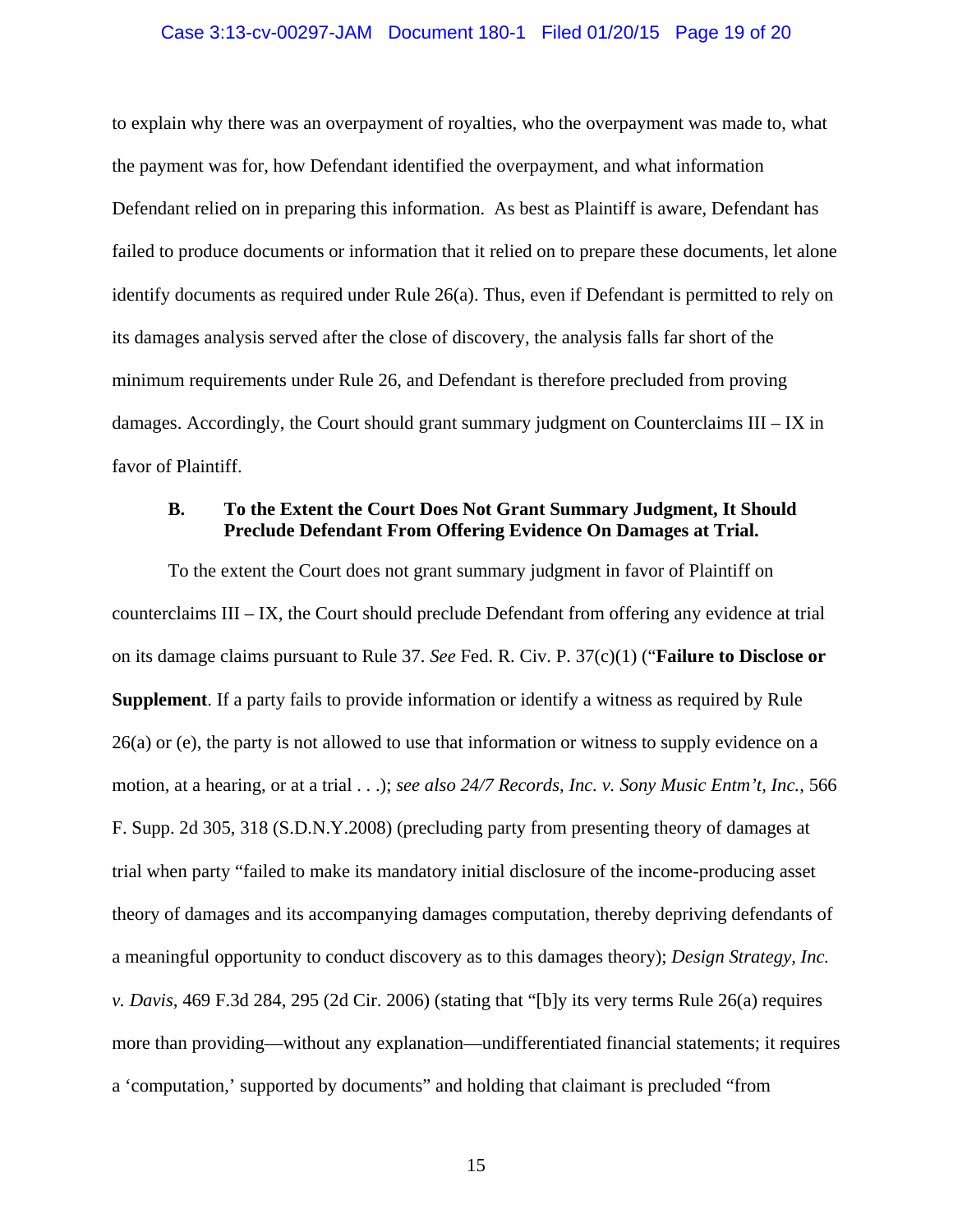to explain why there was an overpayment of royalties, who the overpayment was made to, what the payment was for, how Defendant identified the overpayment, and what information Defendant relied on in preparing this information. As best as Plaintiff is aware, Defendant has failed to produce documents or information that it relied on to prepare these documents, let alone identify documents as required under Rule 26(a). Thus, even if Defendant is permitted to rely on its damages analysis served after the close of discovery, the analysis falls far short of the minimum requirements under Rule 26, and Defendant is therefore precluded from proving damages. Accordingly, the Court should grant summary judgment on Counterclaims III – IX in favor of Plaintiff.

### B. To the Extent the Court Does Not Grant Summary Judgment, It Should Preclude Defendant From Offering Evidence On Damages at Trial.

To the extent the Court does not grant summary judgment in favor of Plaintiff on counterclaims III – IX, the Court should preclude Defendant from offering any evidence at trial on its damage claims pursuant to Rule 37. *See* Fed. R. Civ. P. 37(c)(1) ("**Failure to Disclose or Supplement**. If a party fails to provide information or identify a witness as required by Rule 26(a) or (e), the party is not allowed to use that information or witness to supply evidence on a motion, at a hearing, or at a trial . . .); *see also 24/7 Records, Inc. v. Sony Music Entm't, Inc.*, 566 F. Supp. 2d 305, 318 (S.D.N.Y.2008) (precluding party from presenting theory of damages at trial when party "failed to make its mandatory initial disclosure of the income-producing asset theory of damages and its accompanying damages computation, thereby depriving defendants of a meaningful opportunity to conduct discovery as to this damages theory); *Design Strategy, Inc. v. Davis*, 469 F.3d 284, 295 (2d Cir. 2006) (stating that "[b]y its very terms Rule 26(a) requires more than providing—without any explanation—undifferentiated financial statements; it requires a 'computation,' supported by documents" and holding that claimant is precluded "from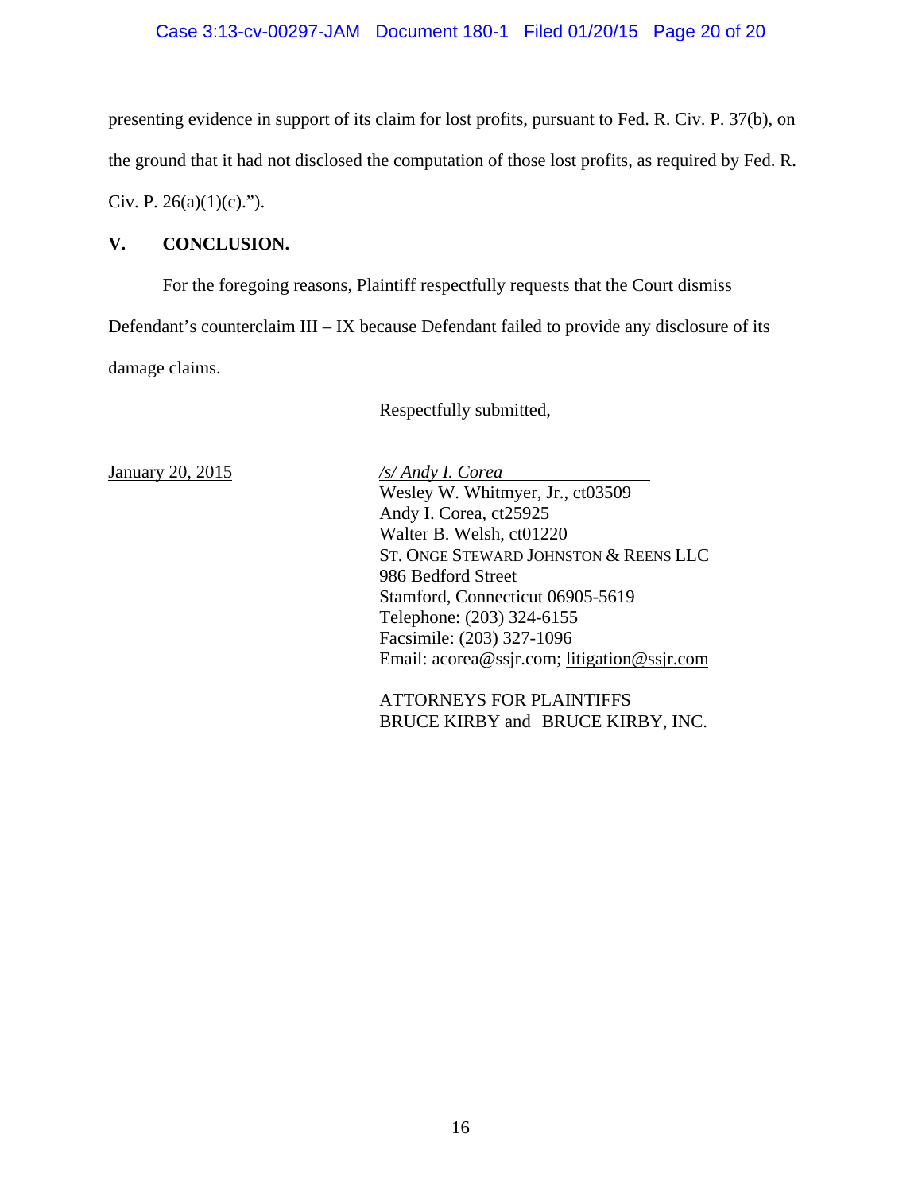presenting evidence in support of its claim for lost profits, pursuant to Fed. R. Civ. P. 37(b), on the ground that it had not disclosed the computation of those lost profits, as required by Fed. R. Civ. P. 26(a)(1)(c).").

## V. CONCLUSION.

For the foregoing reasons, Plaintiff respectfully requests that the Court dismiss Defendant's counterclaim III – IX because Defendant failed to provide any disclosure of its damage claims.

Respectfully submitted,

January 20, 2015

*/s/ Andy I. Corea*
Wesley W. Whitmyer, Jr., ct03509
Andy I. Corea, ct25925
Walter B. Welsh, ct01220
ST. ONGE STEWARD JOHNSTON & REENS LLC
986 Bedford Street
Stamford, Connecticut 06905-5619
Telephone: (203) 324-6155
Facsimile: (203) 327-1096
Email: acorea@ssjr.com; litigation@ssjr.com

ATTORNEYS FOR PLAINTIFFS
BRUCE KIRBY and BRUCE KIRBY, INC.